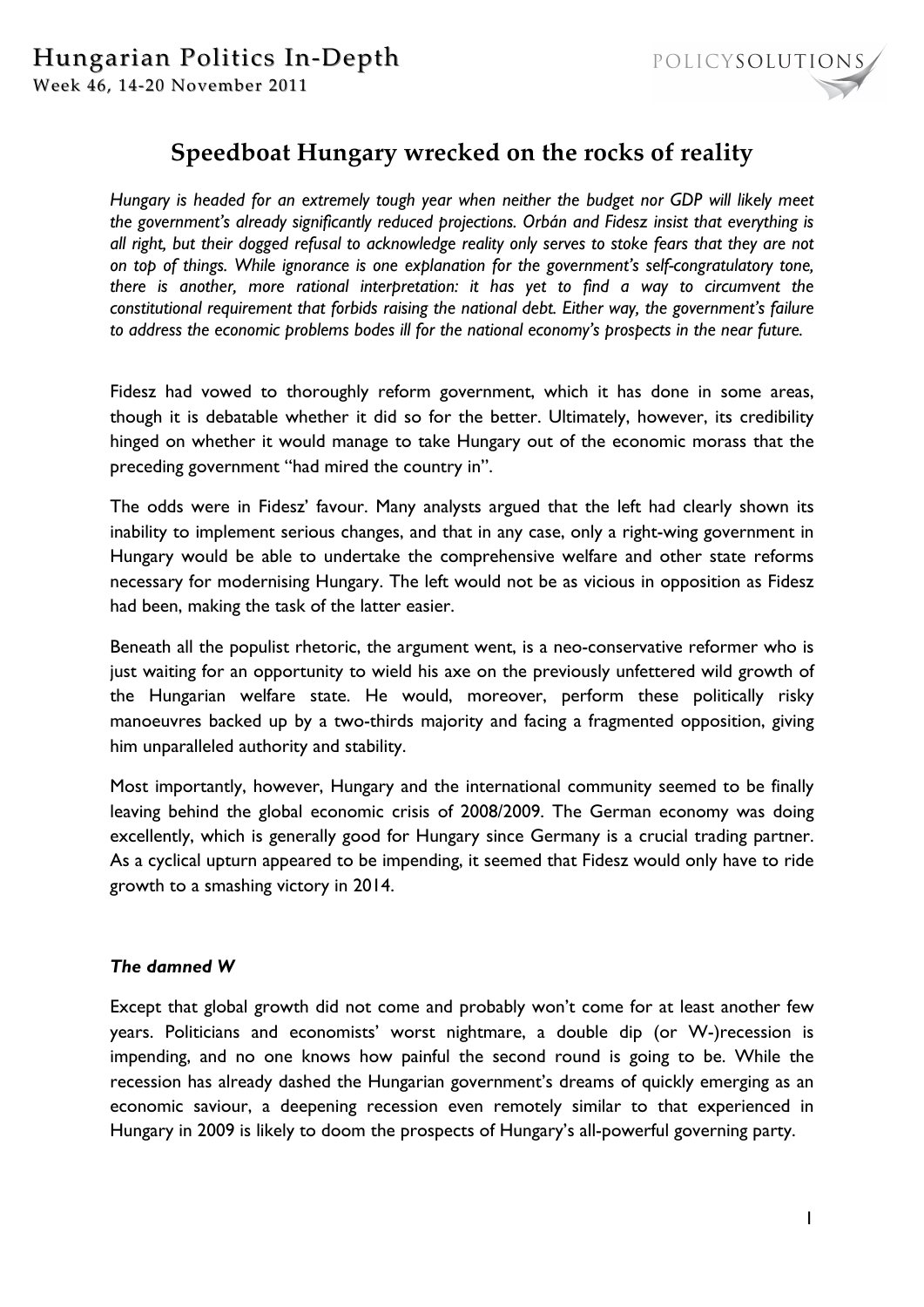# Speedboat Hungary wrecked on the rocks of reality

*Hungary is headed for an extremely tough year when neither the budget nor GDP will likely meet the government's already significantly reduced projections. Orbán and Fidesz insist that everything is all right, but their dogged refusal to acknowledge reality only serves to stoke fears that they are not on top of things. While ignorance is one explanation for the government's self-congratulatory tone, there is another, more rational interpretation: it has yet to find a way to circumvent the constitutional requirement that forbids raising the national debt. Either way, the government's failure to address the economic problems bodes ill for the national economy's prospects in the near future.*

Fidesz had vowed to thoroughly reform government, which it has done in some areas, though it is debatable whether it did so for the better. Ultimately, however, its credibility hinged on whether it would manage to take Hungary out of the economic morass that the preceding government "had mired the country in".

The odds were in Fidesz' favour. Many analysts argued that the left had clearly shown its inability to implement serious changes, and that in any case, only a right-wing government in Hungary would be able to undertake the comprehensive welfare and other state reforms necessary for modernising Hungary. The left would not be as vicious in opposition as Fidesz had been, making the task of the latter easier.

Beneath all the populist rhetoric, the argument went, is a neo-conservative reformer who is just waiting for an opportunity to wield his axe on the previously unfettered wild growth of the Hungarian welfare state. He would, moreover, perform these politically risky manoeuvres backed up by a two-thirds majority and facing a fragmented opposition, giving him unparalleled authority and stability.

Most importantly, however, Hungary and the international community seemed to be finally leaving behind the global economic crisis of 2008/2009. The German economy was doing excellently, which is generally good for Hungary since Germany is a crucial trading partner. As a cyclical upturn appeared to be impending, it seemed that Fidesz would only have to ride growth to a smashing victory in 2014.

### *The damned W*

Except that global growth did not come and probably won't come for at least another few years. Politicians and economists' worst nightmare, a double dip (or W-)recession is impending, and no one knows how painful the second round is going to be. While the recession has already dashed the Hungarian government's dreams of quickly emerging as an economic saviour, a deepening recession even remotely similar to that experienced in Hungary in 2009 is likely to doom the prospects of Hungary's all-powerful governing party.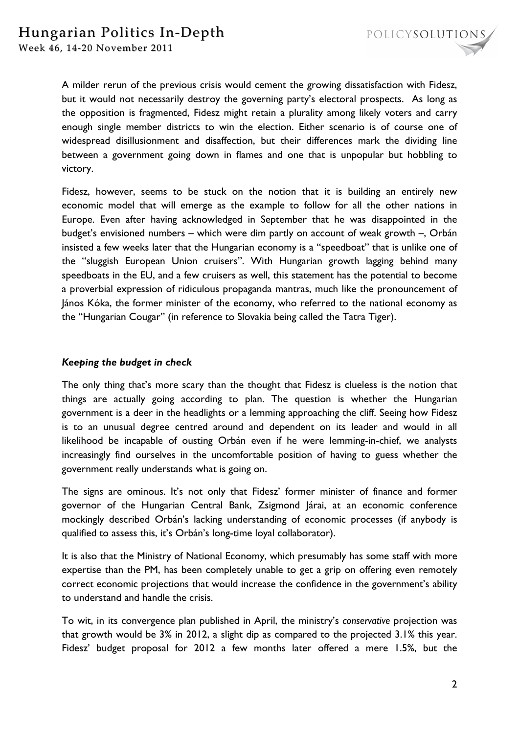A milder rerun of the previous crisis would cement the growing dissatisfaction with Fidesz, but it would not necessarily destroy the governing party's electoral prospects. As long as the opposition is fragmented, Fidesz might retain a plurality among likely voters and carry enough single member districts to win the election. Either scenario is of course one of widespread disillusionment and disaffection, but their differences mark the dividing line between a government going down in flames and one that is unpopular but hobbling to victory.

Fidesz, however, seems to be stuck on the notion that it is building an entirely new economic model that will emerge as the example to follow for all the other nations in Europe. Even after having acknowledged in September that he was disappointed in the budget's envisioned numbers – which were dim partly on account of weak growth –, Orbán insisted a few weeks later that the Hungarian economy is a "speedboat" that is unlike one of the "sluggish European Union cruisers". With Hungarian growth lagging behind many speedboats in the EU, and a few cruisers as well, this statement has the potential to become a proverbial expression of ridiculous propaganda mantras, much like the pronouncement of János Kóka, the former minister of the economy, who referred to the national economy as the "Hungarian Cougar" (in reference to Slovakia being called the Tatra Tiger).

### *Keeping the budget in check*

The only thing that's more scary than the thought that Fidesz is clueless is the notion that things are actually going according to plan. The question is whether the Hungarian government is a deer in the headlights or a lemming approaching the cliff. Seeing how Fidesz is to an unusual degree centred around and dependent on its leader and would in all likelihood be incapable of ousting Orbán even if he were lemming-in-chief, we analysts increasingly find ourselves in the uncomfortable position of having to guess whether the government really understands what is going on.

The signs are ominous. It's not only that Fidesz' former minister of finance and former governor of the Hungarian Central Bank, Zsigmond Járai, at an economic conference mockingly described Orbán's lacking understanding of economic processes (if anybody is qualified to assess this, it's Orbán's long-time loyal collaborator).

It is also that the Ministry of National Economy, which presumably has some staff with more expertise than the PM, has been completely unable to get a grip on offering even remotely correct economic projections that would increase the confidence in the government's ability to understand and handle the crisis.

To wit, in its convergence plan published in April, the ministry's *conservative* projection was that growth would be 3% in 2012, a slight dip as compared to the projected 3.1% this year. Fidesz' budget proposal for 2012 a few months later offered a mere 1.5%, but the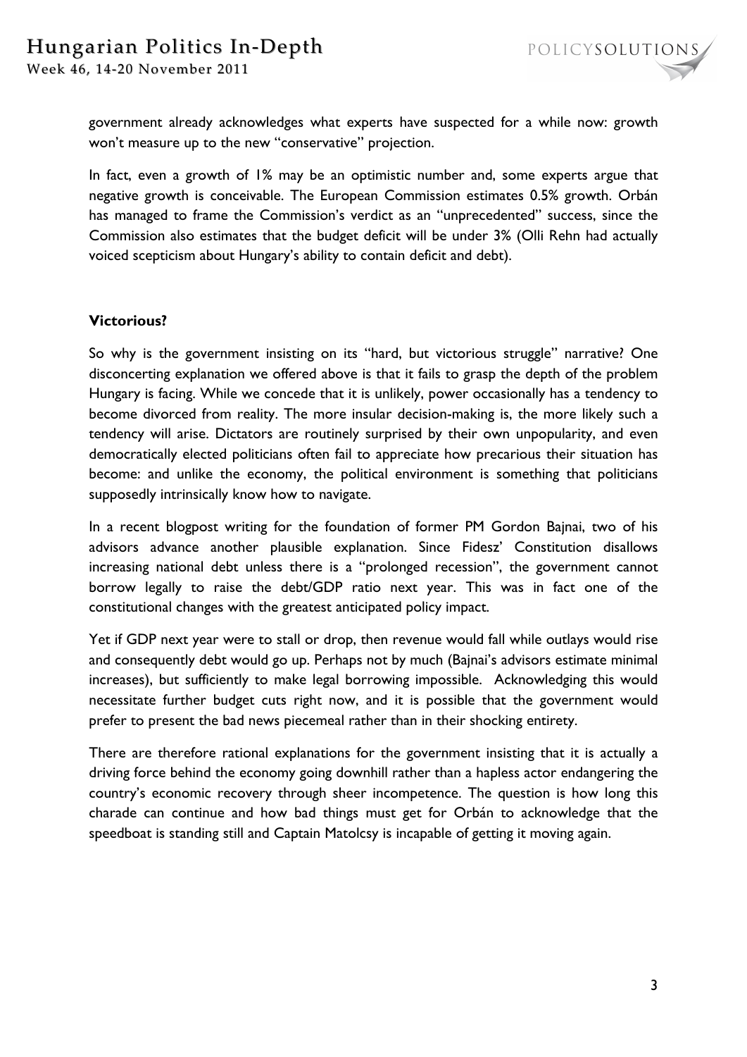government already acknowledges what experts have suspected for a while now: growth won't measure up to the new "conservative" projection.

In fact, even a growth of 1% may be an optimistic number and, some experts argue that negative growth is conceivable. The European Commission estimates 0.5% growth. Orbán has managed to frame the Commission's verdict as an "unprecedented" success, since the Commission also estimates that the budget deficit will be under 3% (Olli Rehn had actually voiced scepticism about Hungary's ability to contain deficit and debt).

**Victorious?**

So why is the government insisting on its "hard, but victorious struggle" narrative? One disconcerting explanation we offered above is that it fails to grasp the depth of the problem Hungary is facing. While we concede that it is unlikely, power occasionally has a tendency to become divorced from reality. The more insular decision-making is, the more likely such a tendency will arise. Dictators are routinely surprised by their own unpopularity, and even democratically elected politicians often fail to appreciate how precarious their situation has become: and unlike the economy, the political environment is something that politicians supposedly intrinsically know how to navigate.

In a recent blogpost writing for the foundation of former PM Gordon Bajnai, two of his advisors advance another plausible explanation. Since Fidesz' Constitution disallows increasing national debt unless there is a "prolonged recession", the government cannot borrow legally to raise the debt/GDP ratio next year. This was in fact one of the constitutional changes with the greatest anticipated policy impact.

Yet if GDP next year were to stall or drop, then revenue would fall while outlays would rise and consequently debt would go up. Perhaps not by much (Bajnai's advisors estimate minimal increases), but sufficiently to make legal borrowing impossible. Acknowledging this would necessitate further budget cuts right now, and it is possible that the government would prefer to present the bad news piecemeal rather than in their shocking entirety.

There are therefore rational explanations for the government insisting that it is actually a driving force behind the economy going downhill rather than a hapless actor endangering the country's economic recovery through sheer incompetence. The question is how long this charade can continue and how bad things must get for Orbán to acknowledge that the speedboat is standing still and Captain Matolcsy is incapable of getting it moving again.